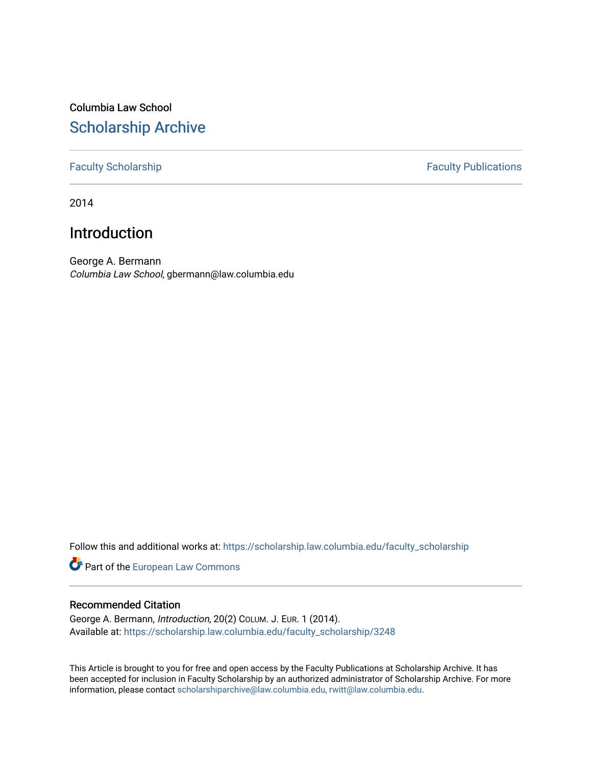Columbia Law School

# Scholarship Archive

Faculty Scholarship | Faculty Publications

2014

## Introduction

George A. Bermann
*Columbia Law School*, gbermann@law.columbia.edu

Follow this and additional works at: https://scholarship.law.columbia.edu/faculty_scholarship

Part of the European Law Commons

### Recommended Citation

George A. Bermann, *Introduction*, 20(2) COLUM. J. EUR. 1 (2014).
Available at: https://scholarship.law.columbia.edu/faculty_scholarship/3248

This Article is brought to you for free and open access by the Faculty Publications at Scholarship Archive. It has been accepted for inclusion in Faculty Scholarship by an authorized administrator of Scholarship Archive. For more information, please contact scholarshiparchive@law.columbia.edu, rwitt@law.columbia.edu.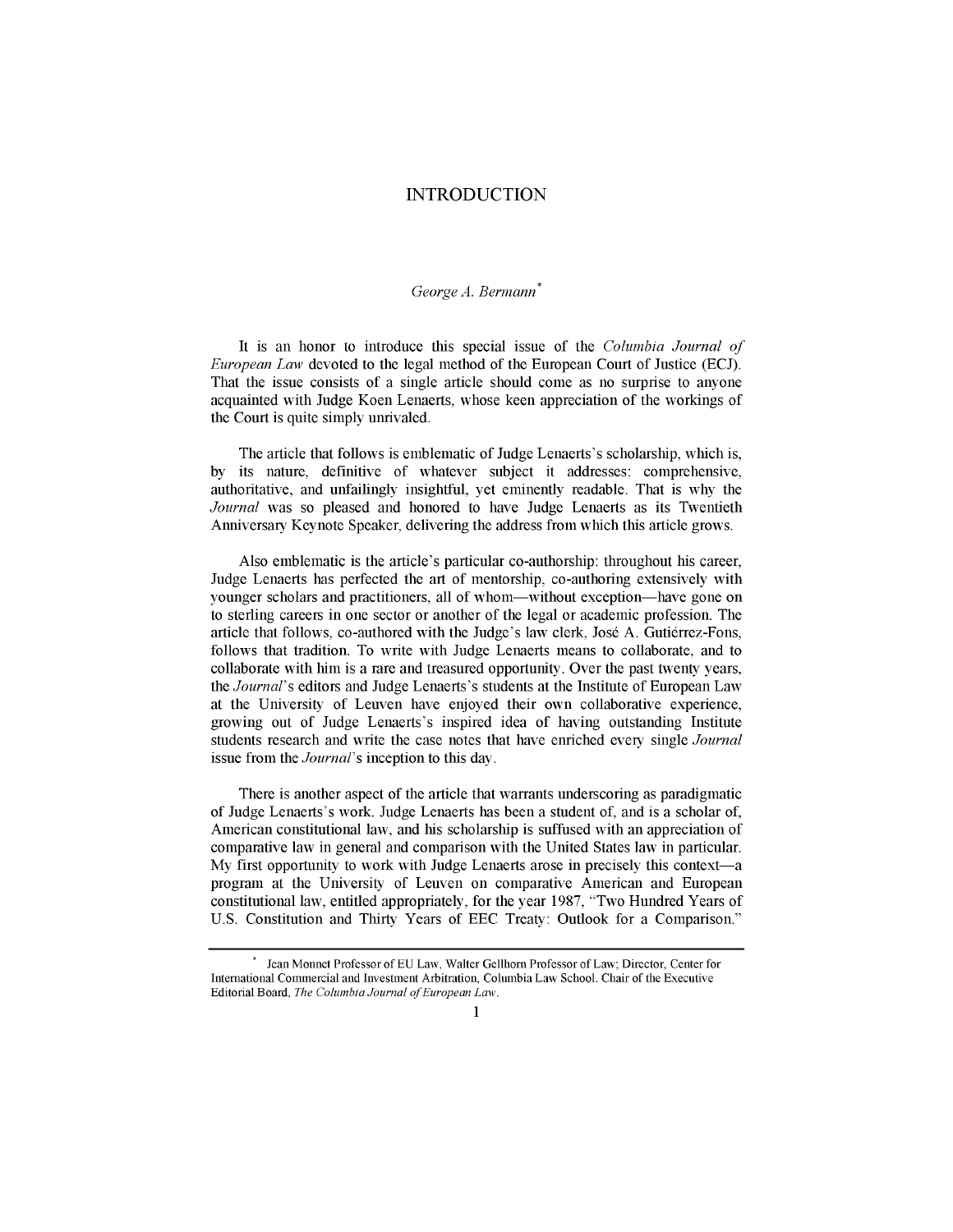# INTRODUCTION

*George A. Bermann*[*]

It is an honor to introduce this special issue of the *Columbia Journal of European Law* devoted to the legal method of the European Court of Justice (ECJ). That the issue consists of a single article should come as no surprise to anyone acquainted with Judge Koen Lenaerts, whose keen appreciation of the workings of the Court is quite simply unrivaled.

The article that follows is emblematic of Judge Lenaerts's scholarship, which is, by its nature, definitive of whatever subject it addresses: comprehensive, authoritative, and unfailingly insightful, yet eminently readable. That is why the *Journal* was so pleased and honored to have Judge Lenaerts as its Twentieth Anniversary Keynote Speaker, delivering the address from which this article grows.

Also emblematic is the article's particular co-authorship: throughout his career, Judge Lenaerts has perfected the art of mentorship, co-authoring extensively with younger scholars and practitioners, all of whom—without exception—have gone on to sterling careers in one sector or another of the legal or academic profession. The article that follows, co-authored with the Judge's law clerk, José A. Gutiérrez-Fons, follows that tradition. To write with Judge Lenaerts means to collaborate, and to collaborate with him is a rare and treasured opportunity. Over the past twenty years, the *Journal*'s editors and Judge Lenaerts's students at the Institute of European Law at the University of Leuven have enjoyed their own collaborative experience, growing out of Judge Lenaerts's inspired idea of having outstanding Institute students research and write the case notes that have enriched every single *Journal* issue from the *Journal*'s inception to this day.

There is another aspect of the article that warrants underscoring as paradigmatic of Judge Lenaerts's work. Judge Lenaerts has been a student of, and is a scholar of, American constitutional law, and his scholarship is suffused with an appreciation of comparative law in general and comparison with the United States law in particular. My first opportunity to work with Judge Lenaerts arose in precisely this context—a program at the University of Leuven on comparative American and European constitutional law, entitled appropriately, for the year 1987, "Two Hundred Years of U.S. Constitution and Thirty Years of EEC Treaty: Outlook for a Comparison."

[*] Jean Monnet Professor of EU Law, Walter Gellhorn Professor of Law; Director, Center for International Commercial and Investment Arbitration, Columbia Law School. Chair of the Executive Editorial Board, *The Columbia Journal of European Law*.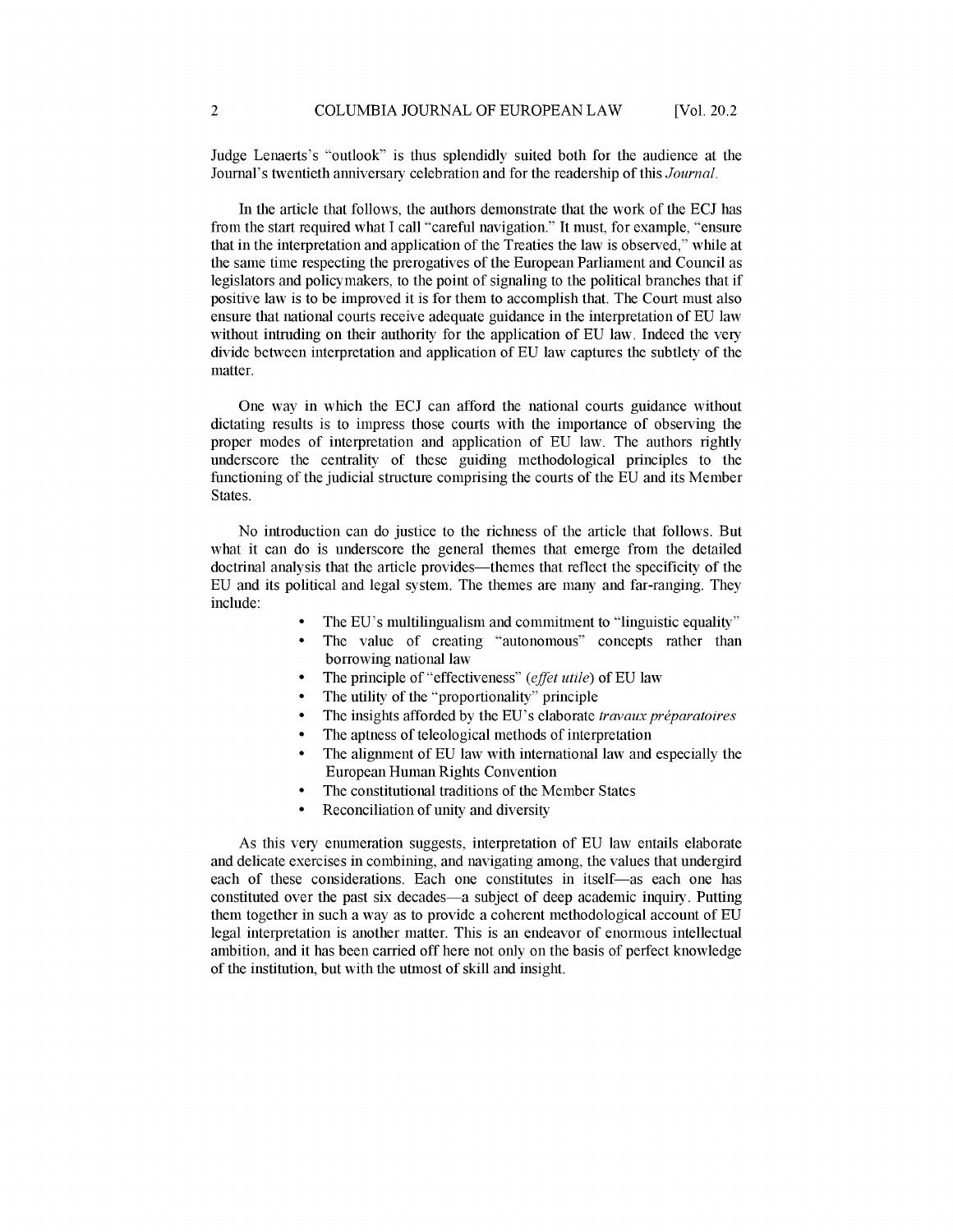Judge Lenaerts's "outlook" is thus splendidly suited both for the audience at the Journal's twentieth anniversary celebration and for the readership of this *Journal*.

In the article that follows, the authors demonstrate that the work of the ECJ has from the start required what I call "careful navigation." It must, for example, "ensure that in the interpretation and application of the Treaties the law is observed," while at the same time respecting the prerogatives of the European Parliament and Council as legislators and policymakers, to the point of signaling to the political branches that if positive law is to be improved it is for them to accomplish that. The Court must also ensure that national courts receive adequate guidance in the interpretation of EU law without intruding on their authority for the application of EU law. Indeed the very divide between interpretation and application of EU law captures the subtlety of the matter.

One way in which the ECJ can afford the national courts guidance without dictating results is to impress those courts with the importance of observing the proper modes of interpretation and application of EU law. The authors rightly underscore the centrality of these guiding methodological principles to the functioning of the judicial structure comprising the courts of the EU and its Member States.

No introduction can do justice to the richness of the article that follows. But what it can do is underscore the general themes that emerge from the detailed doctrinal analysis that the article provides—themes that reflect the specificity of the EU and its political and legal system. The themes are many and far-ranging. They include:

- The EU's multilingualism and commitment to "linguistic equality"
- The value of creating "autonomous" concepts rather than borrowing national law
- The principle of "effectiveness" (*effet utile*) of EU law
- The utility of the "proportionality" principle
- The insights afforded by the EU's elaborate *travaux préparatoires*
- The aptness of teleological methods of interpretation
- The alignment of EU law with international law and especially the European Human Rights Convention
- The constitutional traditions of the Member States
- Reconciliation of unity and diversity

As this very enumeration suggests, interpretation of EU law entails elaborate and delicate exercises in combining, and navigating among, the values that undergird each of these considerations. Each one constitutes in itself—as each one has constituted over the past six decades—a subject of deep academic inquiry. Putting them together in such a way as to provide a coherent methodological account of EU legal interpretation is another matter. This is an endeavor of enormous intellectual ambition, and it has been carried off here not only on the basis of perfect knowledge of the institution, but with the utmost of skill and insight.